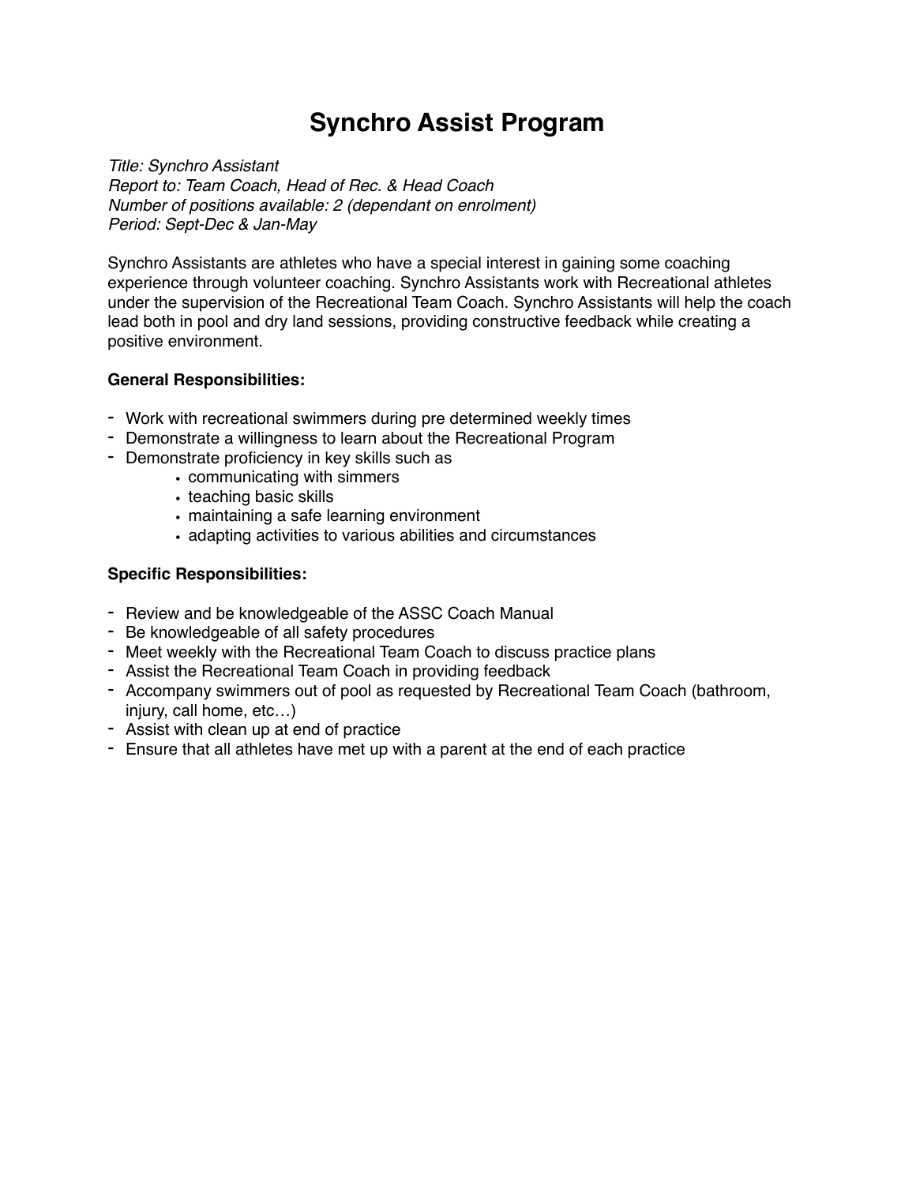# Synchro Assist Program

*Title: Synchro Assistant*
*Report to: Team Coach, Head of Rec. & Head Coach*
*Number of positions available: 2 (dependant on enrolment)*
*Period: Sept-Dec & Jan-May*

Synchro Assistants are athletes who have a special interest in gaining some coaching experience through volunteer coaching. Synchro Assistants work with Recreational athletes under the supervision of the Recreational Team Coach. Synchro Assistants will help the coach lead both in pool and dry land sessions, providing constructive feedback while creating a positive environment.

**General Responsibilities:**

- Work with recreational swimmers during pre determined weekly times
- Demonstrate a willingness to learn about the Recreational Program
- Demonstrate proficiency in key skills such as
  - communicating with simmers
  - teaching basic skills
  - maintaining a safe learning environment
  - adapting activities to various abilities and circumstances

**Specific Responsibilities:**

- Review and be knowledgeable of the ASSC Coach Manual
- Be knowledgeable of all safety procedures
- Meet weekly with the Recreational Team Coach to discuss practice plans
- Assist the Recreational Team Coach in providing feedback
- Accompany swimmers out of pool as requested by Recreational Team Coach (bathroom, injury, call home, etc…)
- Assist with clean up at end of practice
- Ensure that all athletes have met up with a parent at the end of each practice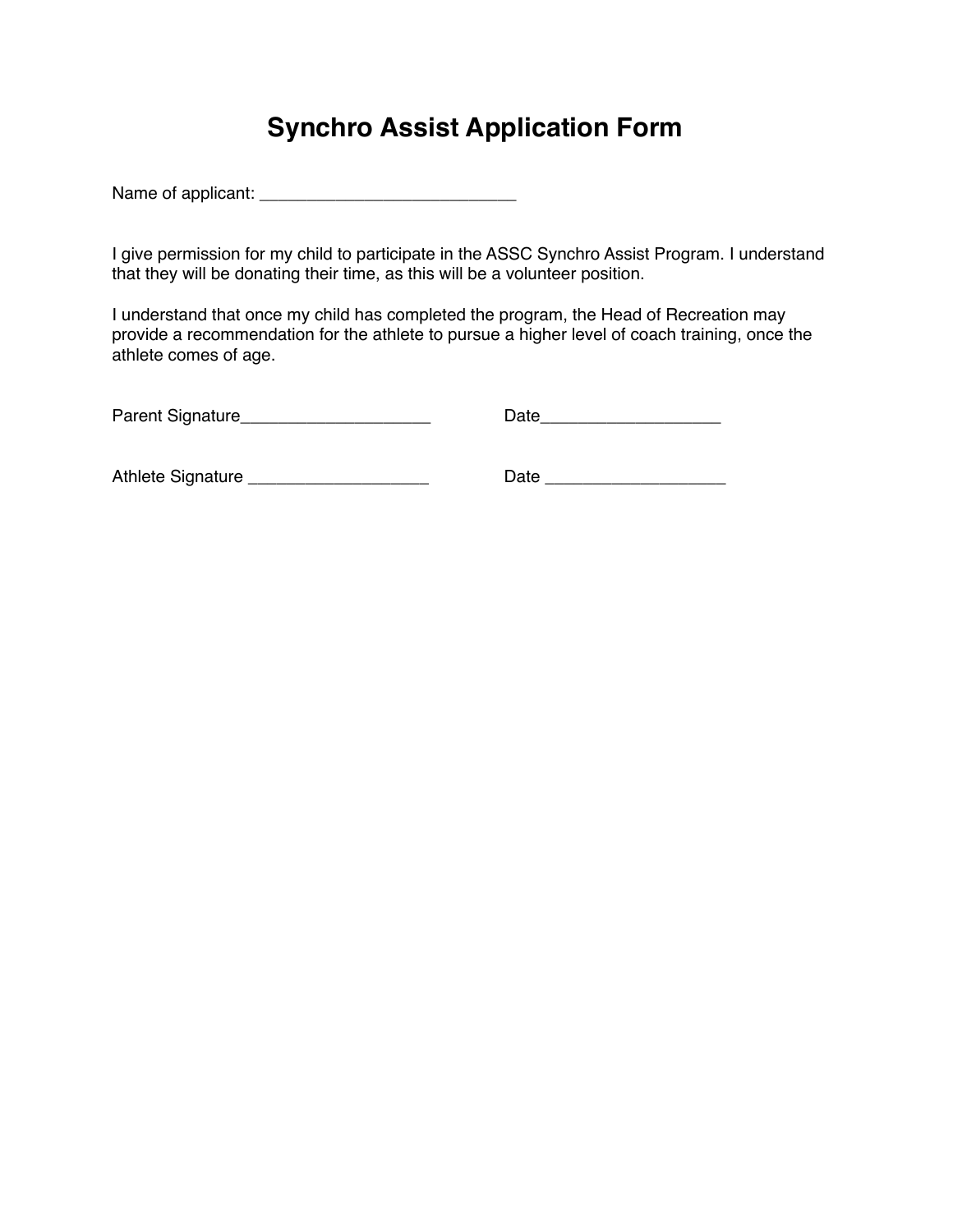# Synchro Assist Application Form

Name of applicant: ___________________________

I give permission for my child to participate in the ASSC Synchro Assist Program. I understand that they will be donating their time, as this will be a volunteer position.

I understand that once my child has completed the program, the Head of Recreation may provide a recommendation for the athlete to pursue a higher level of coach training, once the athlete comes of age.

Parent Signature____________________ Date___________________

Athlete Signature ___________________ Date ___________________